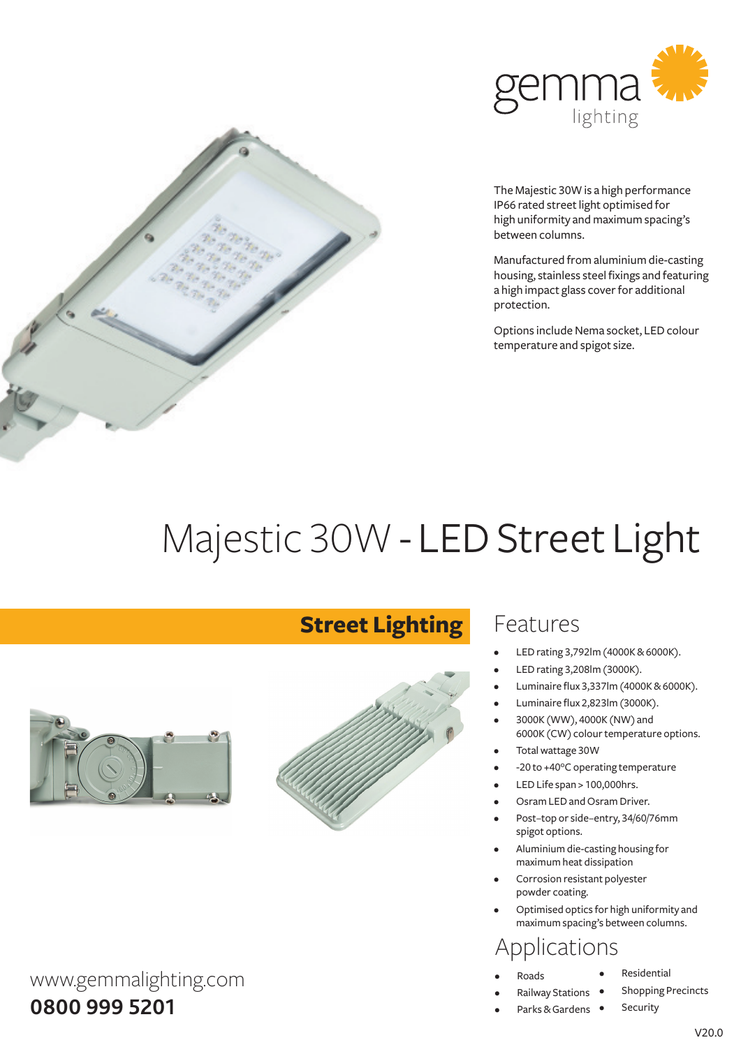gemma lighting

The Majestic 30W is a high performance IP66 rated street light optimised for high uniformity and maximum spacing's between columns.

Manufactured from aluminium die-casting housing, stainless steel fixings and featuring a high impact glass cover for additional protection.

Options include Nema socket, LED colour temperature and spigot size.

# Majestic 30W - **LED Street Light**

## Street Lighting

## Features

- LED rating 3,792lm (4000K & 6000K).
- LED rating 3,208lm (3000K).
- Luminaire flux 3,337lm (4000K & 6000K).
- Luminaire flux 2,823lm (3000K).
- 3000K (WW), 4000K (NW) and 6000K (CW) colour temperature options.
- Total wattage 30W
- -20 to +40°C operating temperature
- LED Life span > 100,000hrs.
- Osram LED and Osram Driver.
- Post–top or side–entry, 34/60/76mm spigot options.
- Aluminium die-casting housing for maximum heat dissipation
- Corrosion resistant polyester powder coating.
- Optimised optics for high uniformity and maximum spacing's between columns.

## Applications

- Roads
- Railway Stations
- Parks & Gardens
- Residential
- Shopping Precincts
- Security

www.gemmalighting.com
**0800 999 5201**

V20.0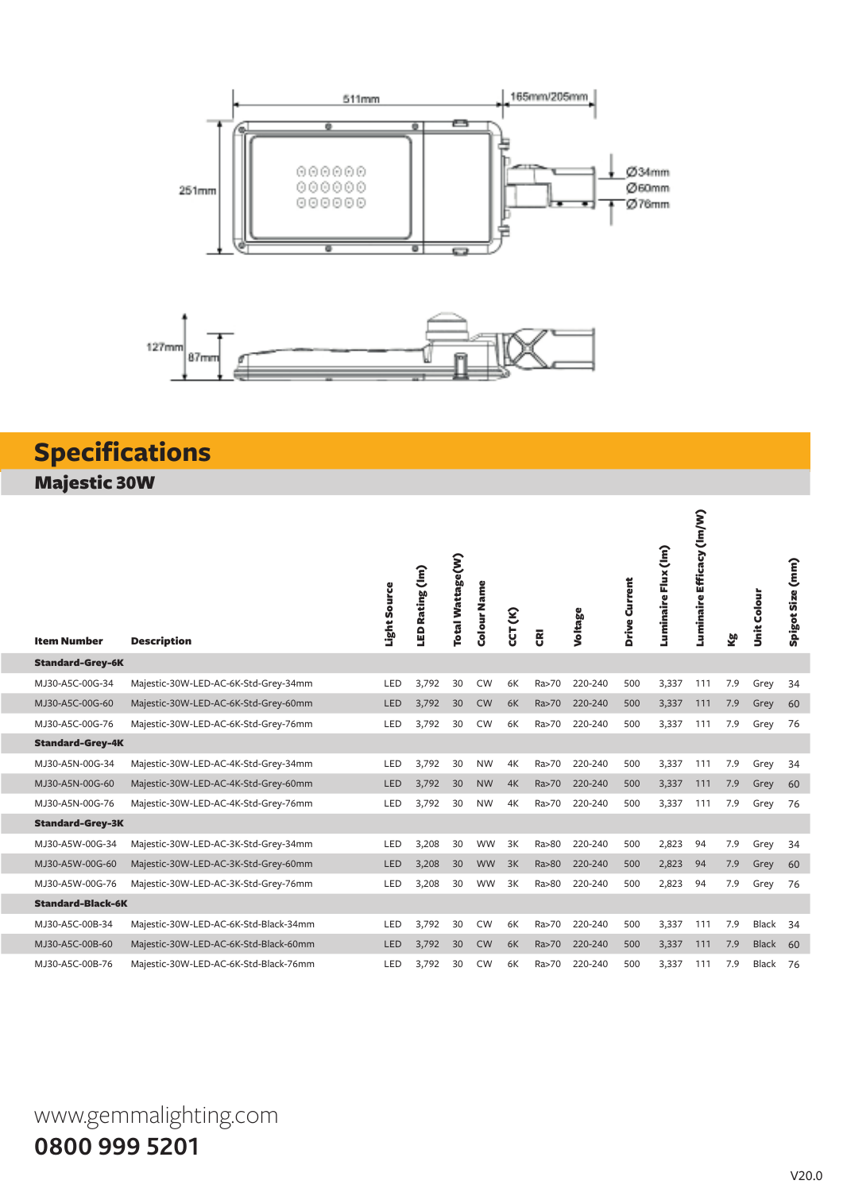511mm

165mm/205mm

251mm

Ø34mm
Ø60mm
Ø76mm

127mm

87mm

# Specifications

## Majestic 30W

| Item Number | Description | Light Source | LED Rating (lm) | Total Wattage(W) | Colour Name | CCT (K) | CRI | Voltage | Drive Current | Luminaire Flux (lm) | Luminaire Efficacy (lm/W) | Kg | Unit Colour | Spigot Size (mm) |
|---|---|---|---|---|---|---|---|---|---|---|---|---|---|---|
| **Standard-Grey-6K** | | | | | | | | | | | | | | |
| MJ30-A5C-00G-34 | Majestic-30W-LED-AC-6K-Std-Grey-34mm | LED | 3,792 | 30 | CW | 6K | Ra>70 | 220-240 | 500 | 3,337 | 111 | 7.9 | Grey | 34 |
| MJ30-A5C-00G-60 | Majestic-30W-LED-AC-6K-Std-Grey-60mm | LED | 3,792 | 30 | CW | 6K | Ra>70 | 220-240 | 500 | 3,337 | 111 | 7.9 | Grey | 60 |
| MJ30-A5C-00G-76 | Majestic-30W-LED-AC-6K-Std-Grey-76mm | LED | 3,792 | 30 | CW | 6K | Ra>70 | 220-240 | 500 | 3,337 | 111 | 7.9 | Grey | 76 |
| **Standard-Grey-4K** | | | | | | | | | | | | | | |
| MJ30-A5N-00G-34 | Majestic-30W-LED-AC-4K-Std-Grey-34mm | LED | 3,792 | 30 | NW | 4K | Ra>70 | 220-240 | 500 | 3,337 | 111 | 7.9 | Grey | 34 |
| MJ30-A5N-00G-60 | Majestic-30W-LED-AC-4K-Std-Grey-60mm | LED | 3,792 | 30 | NW | 4K | Ra>70 | 220-240 | 500 | 3,337 | 111 | 7.9 | Grey | 60 |
| MJ30-A5N-00G-76 | Majestic-30W-LED-AC-4K-Std-Grey-76mm | LED | 3,792 | 30 | NW | 4K | Ra>70 | 220-240 | 500 | 3,337 | 111 | 7.9 | Grey | 76 |
| **Standard-Grey-3K** | | | | | | | | | | | | | | |
| MJ30-A5W-00G-34 | Majestic-30W-LED-AC-3K-Std-Grey-34mm | LED | 3,208 | 30 | WW | 3K | Ra>80 | 220-240 | 500 | 2,823 | 94 | 7.9 | Grey | 34 |
| MJ30-A5W-00G-60 | Majestic-30W-LED-AC-3K-Std-Grey-60mm | LED | 3,208 | 30 | WW | 3K | Ra>80 | 220-240 | 500 | 2,823 | 94 | 7.9 | Grey | 60 |
| MJ30-A5W-00G-76 | Majestic-30W-LED-AC-3K-Std-Grey-76mm | LED | 3,208 | 30 | WW | 3K | Ra>80 | 220-240 | 500 | 2,823 | 94 | 7.9 | Grey | 76 |
| **Standard-Black-6K** | | | | | | | | | | | | | | |
| MJ30-A5C-00B-34 | Majestic-30W-LED-AC-6K-Std-Black-34mm | LED | 3,792 | 30 | CW | 6K | Ra>70 | 220-240 | 500 | 3,337 | 111 | 7.9 | Black | 34 |
| MJ30-A5C-00B-60 | Majestic-30W-LED-AC-6K-Std-Black-60mm | LED | 3,792 | 30 | CW | 6K | Ra>70 | 220-240 | 500 | 3,337 | 111 | 7.9 | Black | 60 |
| MJ30-A5C-00B-76 | Majestic-30W-LED-AC-6K-Std-Black-76mm | LED | 3,792 | 30 | CW | 6K | Ra>70 | 220-240 | 500 | 3,337 | 111 | 7.9 | Black | 76 |

www.gemmalighting.com

**0800 999 5201**

V20.0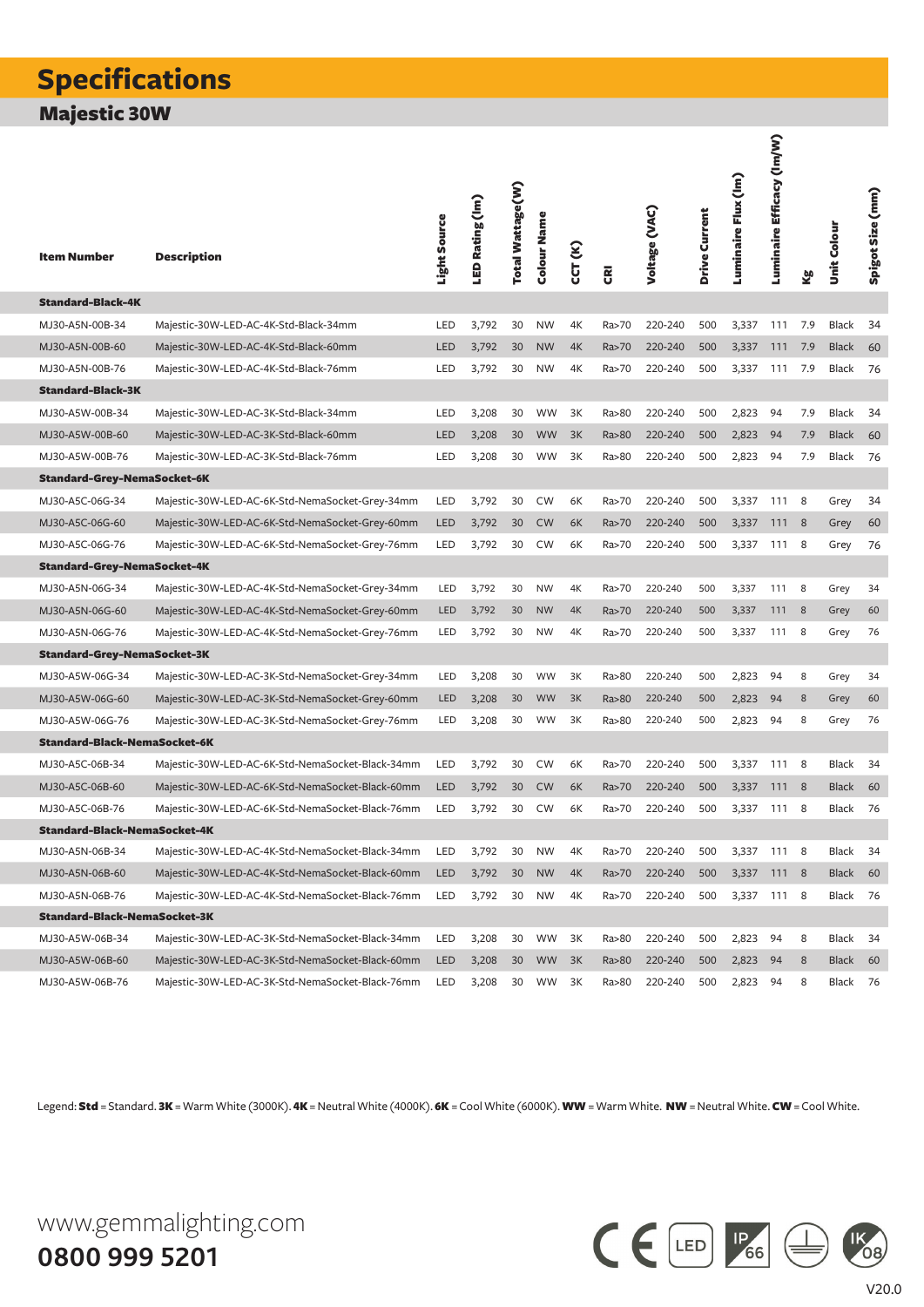# Specifications

## Majestic 30W

| Item Number | Description | Light Source | LED Rating (lm) | Total Wattage (W) | Colour Name | CCT (K) | CRI | Voltage (VAC) | Drive Current | Luminaire Flux (lm) | Luminaire Efficacy (lm/W) | Kg | Unit Colour | Spigot Size (mm) |
|---|---|---|---|---|---|---|---|---|---|---|---|---|---|---|
| **Standard-Black-4K** | | | | | | | | | | | | | | |
| MJ30-A5N-00B-34 | Majestic-30W-LED-AC-4K-Std-Black-34mm | LED | 3,792 | 30 | NW | 4K | Ra>70 | 220-240 | 500 | 3,337 | 111 | 7.9 | Black | 34 |
| MJ30-A5N-00B-60 | Majestic-30W-LED-AC-4K-Std-Black-60mm | LED | 3,792 | 30 | NW | 4K | Ra>70 | 220-240 | 500 | 3,337 | 111 | 7.9 | Black | 60 |
| MJ30-A5N-00B-76 | Majestic-30W-LED-AC-4K-Std-Black-76mm | LED | 3,792 | 30 | NW | 4K | Ra>70 | 220-240 | 500 | 3,337 | 111 | 7.9 | Black | 76 |
| **Standard-Black-3K** | | | | | | | | | | | | | | |
| MJ30-A5W-00B-34 | Majestic-30W-LED-AC-3K-Std-Black-34mm | LED | 3,208 | 30 | WW | 3K | Ra>80 | 220-240 | 500 | 2,823 | 94 | 7.9 | Black | 34 |
| MJ30-A5W-00B-60 | Majestic-30W-LED-AC-3K-Std-Black-60mm | LED | 3,208 | 30 | WW | 3K | Ra>80 | 220-240 | 500 | 2,823 | 94 | 7.9 | Black | 60 |
| MJ30-A5W-00B-76 | Majestic-30W-LED-AC-3K-Std-Black-76mm | LED | 3,208 | 30 | WW | 3K | Ra>80 | 220-240 | 500 | 2,823 | 94 | 7.9 | Black | 76 |
| **Standard-Grey-NemaSocket-6K** | | | | | | | | | | | | | | |
| MJ30-A5C-06G-34 | Majestic-30W-LED-AC-6K-Std-NemaSocket-Grey-34mm | LED | 3,792 | 30 | CW | 6K | Ra>70 | 220-240 | 500 | 3,337 | 111 | 8 | Grey | 34 |
| MJ30-A5C-06G-60 | Majestic-30W-LED-AC-6K-Std-NemaSocket-Grey-60mm | LED | 3,792 | 30 | CW | 6K | Ra>70 | 220-240 | 500 | 3,337 | 111 | 8 | Grey | 60 |
| MJ30-A5C-06G-76 | Majestic-30W-LED-AC-6K-Std-NemaSocket-Grey-76mm | LED | 3,792 | 30 | CW | 6K | Ra>70 | 220-240 | 500 | 3,337 | 111 | 8 | Grey | 76 |
| **Standard-Grey-NemaSocket-4K** | | | | | | | | | | | | | | |
| MJ30-A5N-06G-34 | Majestic-30W-LED-AC-4K-Std-NemaSocket-Grey-34mm | LED | 3,792 | 30 | NW | 4K | Ra>70 | 220-240 | 500 | 3,337 | 111 | 8 | Grey | 34 |
| MJ30-A5N-06G-60 | Majestic-30W-LED-AC-4K-Std-NemaSocket-Grey-60mm | LED | 3,792 | 30 | NW | 4K | Ra>70 | 220-240 | 500 | 3,337 | 111 | 8 | Grey | 60 |
| MJ30-A5N-06G-76 | Majestic-30W-LED-AC-4K-Std-NemaSocket-Grey-76mm | LED | 3,792 | 30 | NW | 4K | Ra>70 | 220-240 | 500 | 3,337 | 111 | 8 | Grey | 76 |
| **Standard-Grey-NemaSocket-3K** | | | | | | | | | | | | | | |
| MJ30-A5W-06G-34 | Majestic-30W-LED-AC-3K-Std-NemaSocket-Grey-34mm | LED | 3,208 | 30 | WW | 3K | Ra>80 | 220-240 | 500 | 2,823 | 94 | 8 | Grey | 34 |
| MJ30-A5W-06G-60 | Majestic-30W-LED-AC-3K-Std-NemaSocket-Grey-60mm | LED | 3,208 | 30 | WW | 3K | Ra>80 | 220-240 | 500 | 2,823 | 94 | 8 | Grey | 60 |
| MJ30-A5W-06G-76 | Majestic-30W-LED-AC-3K-Std-NemaSocket-Grey-76mm | LED | 3,208 | 30 | WW | 3K | Ra>80 | 220-240 | 500 | 2,823 | 94 | 8 | Grey | 76 |
| **Standard-Black-NemaSocket-6K** | | | | | | | | | | | | | | |
| MJ30-A5C-06B-34 | Majestic-30W-LED-AC-6K-Std-NemaSocket-Black-34mm | LED | 3,792 | 30 | CW | 6K | Ra>70 | 220-240 | 500 | 3,337 | 111 | 8 | Black | 34 |
| MJ30-A5C-06B-60 | Majestic-30W-LED-AC-6K-Std-NemaSocket-Black-60mm | LED | 3,792 | 30 | CW | 6K | Ra>70 | 220-240 | 500 | 3,337 | 111 | 8 | Black | 60 |
| MJ30-A5C-06B-76 | Majestic-30W-LED-AC-6K-Std-NemaSocket-Black-76mm | LED | 3,792 | 30 | CW | 6K | Ra>70 | 220-240 | 500 | 3,337 | 111 | 8 | Black | 76 |
| **Standard-Black-NemaSocket-4K** | | | | | | | | | | | | | | |
| MJ30-A5N-06B-34 | Majestic-30W-LED-AC-4K-Std-NemaSocket-Black-34mm | LED | 3,792 | 30 | NW | 4K | Ra>70 | 220-240 | 500 | 3,337 | 111 | 8 | Black | 34 |
| MJ30-A5N-06B-60 | Majestic-30W-LED-AC-4K-Std-NemaSocket-Black-60mm | LED | 3,792 | 30 | NW | 4K | Ra>70 | 220-240 | 500 | 3,337 | 111 | 8 | Black | 60 |
| MJ30-A5N-06B-76 | Majestic-30W-LED-AC-4K-Std-NemaSocket-Black-76mm | LED | 3,792 | 30 | NW | 4K | Ra>70 | 220-240 | 500 | 3,337 | 111 | 8 | Black | 76 |
| **Standard-Black-NemaSocket-3K** | | | | | | | | | | | | | | |
| MJ30-A5W-06B-34 | Majestic-30W-LED-AC-3K-Std-NemaSocket-Black-34mm | LED | 3,208 | 30 | WW | 3K | Ra>80 | 220-240 | 500 | 2,823 | 94 | 8 | Black | 34 |
| MJ30-A5W-06B-60 | Majestic-30W-LED-AC-3K-Std-NemaSocket-Black-60mm | LED | 3,208 | 30 | WW | 3K | Ra>80 | 220-240 | 500 | 2,823 | 94 | 8 | Black | 60 |
| MJ30-A5W-06B-76 | Majestic-30W-LED-AC-3K-Std-NemaSocket-Black-76mm | LED | 3,208 | 30 | WW | 3K | Ra>80 | 220-240 | 500 | 2,823 | 94 | 8 | Black | 76 |

Legend: **Std** = Standard. **3K** = Warm White (3000K). **4K** = Neutral White (4000K). **6K** = Cool White (6000K). **WW** = Warm White. **NW** = Neutral White. **CW** = Cool White.

www.gemmalighting.com

**0800 999 5201**

CE LED IP66 IK08

V20.0